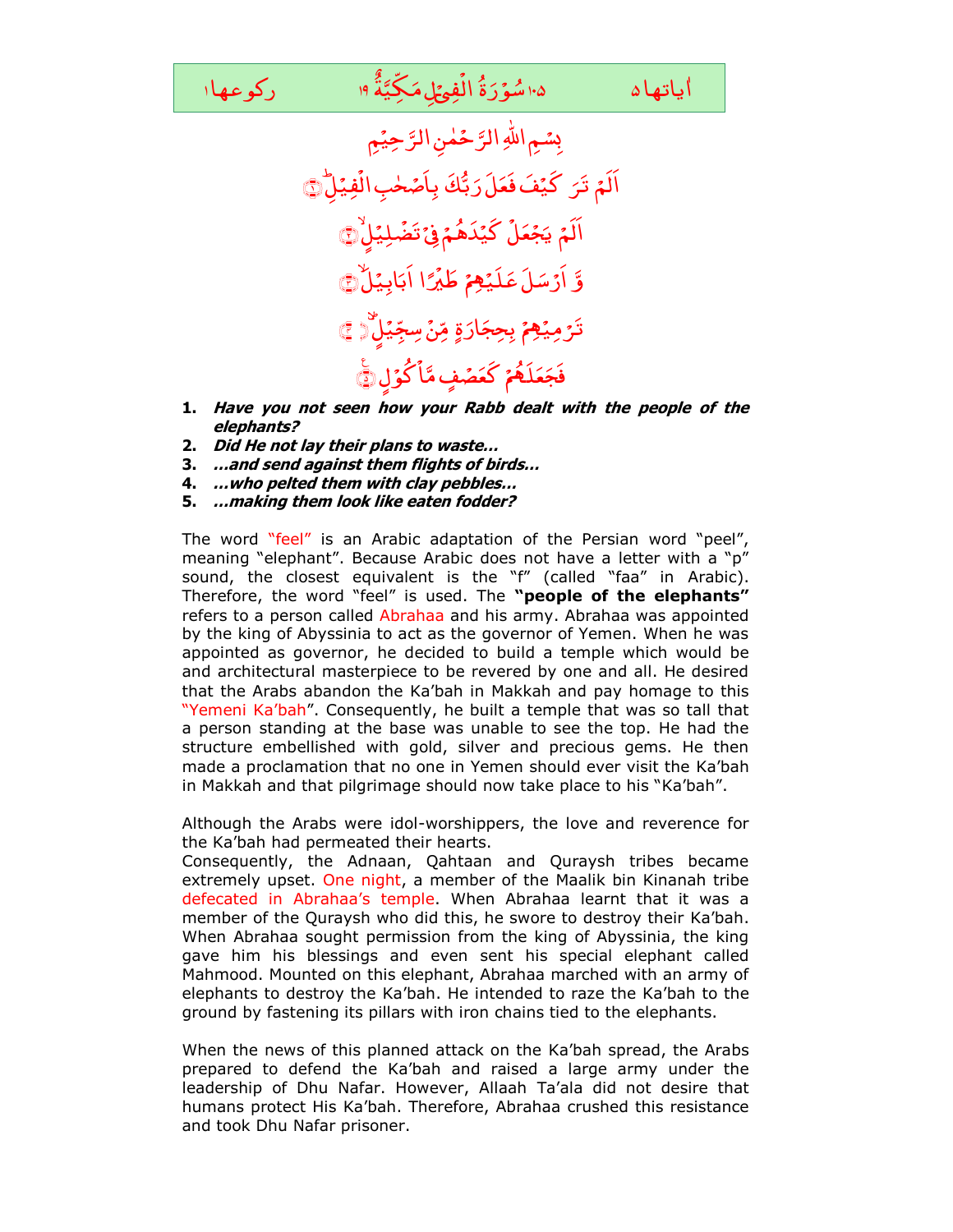ركوعها ١ | ١٠٥ سُوْرَةُ الْفِيْلِ مَكِّيَّةٌ ١٩ | اٰياتها ٥

بِسۡمِ اللّٰهِ الرَّحۡمٰنِ الرَّحِيۡمِ

اَلَمۡ تَرَ كَيۡفَ فَعَلَ رَبُّكَ بِاَصۡحٰبِ الۡفِيۡلِؕ ﴿۱﴾

اَلَمۡ يَجۡعَلۡ كَيۡدَهُمۡ فِىۡ تَضۡلِيۡلٍۙ ﴿۲﴾

وَّ اَرۡسَلَ عَلَيۡهِمۡ طَيۡرًا اَبَابِيۡلَۙ ﴿۳﴾

تَرۡمِيۡهِمۡ بِحِجَارَةٍ مِّنۡ سِجِّيۡلٍ ۙ ﴿۴﴾

فَجَعَلَهُمۡ كَعَصۡفٍ مَّاۡكُوۡلٍ ﴿۵﴾

1. ***Have you not seen how your Rabb dealt with the people of the elephants?***
2. ***Did He not lay their plans to waste…***
3. ***…and send against them flights of birds…***
4. ***…who pelted them with clay pebbles…***
5. ***…making them look like eaten fodder?***

The word "feel" is an Arabic adaptation of the Persian word "peel", meaning "elephant". Because Arabic does not have a letter with a "p" sound, the closest equivalent is the "f" (called "faa" in Arabic). Therefore, the word "feel" is used. The **"people of the elephants"** refers to a person called Abrahaa and his army. Abrahaa was appointed by the king of Abyssinia to act as the governor of Yemen. When he was appointed as governor, he decided to build a temple which would be and architectural masterpiece to be revered by one and all. He desired that the Arabs abandon the Ka'bah in Makkah and pay homage to this "Yemeni Ka'bah". Consequently, he built a temple that was so tall that a person standing at the base was unable to see the top. He had the structure embellished with gold, silver and precious gems. He then made a proclamation that no one in Yemen should ever visit the Ka'bah in Makkah and that pilgrimage should now take place to his "Ka'bah".

Although the Arabs were idol-worshippers, the love and reverence for the Ka'bah had permeated their hearts.
Consequently, the Adnaan, Qahtaan and Quraysh tribes became extremely upset. One night, a member of the Maalik bin Kinanah tribe defecated in Abrahaa's temple. When Abrahaa learnt that it was a member of the Quraysh who did this, he swore to destroy their Ka'bah. When Abrahaa sought permission from the king of Abyssinia, the king gave him his blessings and even sent his special elephant called Mahmood. Mounted on this elephant, Abrahaa marched with an army of elephants to destroy the Ka'bah. He intended to raze the Ka'bah to the ground by fastening its pillars with iron chains tied to the elephants.

When the news of this planned attack on the Ka'bah spread, the Arabs prepared to defend the Ka'bah and raised a large army under the leadership of Dhu Nafar. However, Allaah Ta'ala did not desire that humans protect His Ka'bah. Therefore, Abrahaa crushed this resistance and took Dhu Nafar prisoner.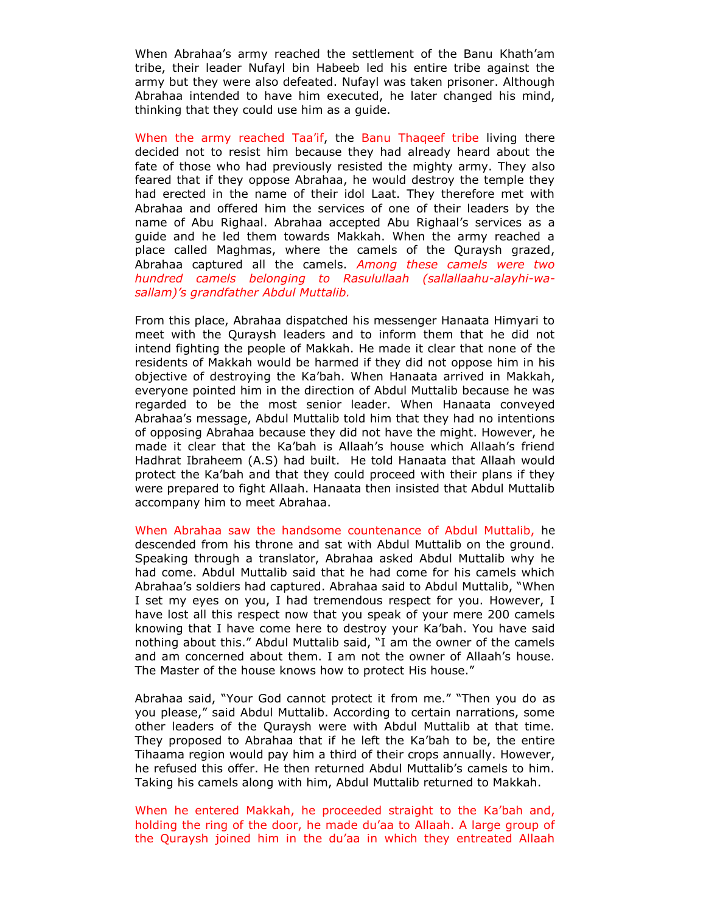When Abrahaa's army reached the settlement of the Banu Khath'am tribe, their leader Nufayl bin Habeeb led his entire tribe against the army but they were also defeated. Nufayl was taken prisoner. Although Abrahaa intended to have him executed, he later changed his mind, thinking that they could use him as a guide.

When the army reached Taa'if, the Banu Thaqeef tribe living there decided not to resist him because they had already heard about the fate of those who had previously resisted the mighty army. They also feared that if they oppose Abrahaa, he would destroy the temple they had erected in the name of their idol Laat. They therefore met with Abrahaa and offered him the services of one of their leaders by the name of Abu Righaal. Abrahaa accepted Abu Righaal's services as a guide and he led them towards Makkah. When the army reached a place called Maghmas, where the camels of the Quraysh grazed, Abrahaa captured all the camels. *Among these camels were two hundred camels belonging to Rasulullaah (sallallaahu-alayhi-wa-sallam)'s grandfather Abdul Muttalib.*

From this place, Abrahaa dispatched his messenger Hanaata Himyari to meet with the Quraysh leaders and to inform them that he did not intend fighting the people of Makkah. He made it clear that none of the residents of Makkah would be harmed if they did not oppose him in his objective of destroying the Ka'bah. When Hanaata arrived in Makkah, everyone pointed him in the direction of Abdul Muttalib because he was regarded to be the most senior leader. When Hanaata conveyed Abrahaa's message, Abdul Muttalib told him that they had no intentions of opposing Abrahaa because they did not have the might. However, he made it clear that the Ka'bah is Allaah's house which Allaah's friend Hadhrat Ibraheem (A.S) had built. He told Hanaata that Allaah would protect the Ka'bah and that they could proceed with their plans if they were prepared to fight Allaah. Hanaata then insisted that Abdul Muttalib accompany him to meet Abrahaa.

When Abrahaa saw the handsome countenance of Abdul Muttalib, he descended from his throne and sat with Abdul Muttalib on the ground. Speaking through a translator, Abrahaa asked Abdul Muttalib why he had come. Abdul Muttalib said that he had come for his camels which Abrahaa's soldiers had captured. Abrahaa said to Abdul Muttalib, "When I set my eyes on you, I had tremendous respect for you. However, I have lost all this respect now that you speak of your mere 200 camels knowing that I have come here to destroy your Ka'bah. You have said nothing about this." Abdul Muttalib said, "I am the owner of the camels and am concerned about them. I am not the owner of Allaah's house. The Master of the house knows how to protect His house."

Abrahaa said, "Your God cannot protect it from me." "Then you do as you please," said Abdul Muttalib. According to certain narrations, some other leaders of the Quraysh were with Abdul Muttalib at that time. They proposed to Abrahaa that if he left the Ka'bah to be, the entire Tihaama region would pay him a third of their crops annually. However, he refused this offer. He then returned Abdul Muttalib's camels to him. Taking his camels along with him, Abdul Muttalib returned to Makkah.

When he entered Makkah, he proceeded straight to the Ka'bah and, holding the ring of the door, he made du'aa to Allaah. A large group of the Quraysh joined him in the du'aa in which they entreated Allaah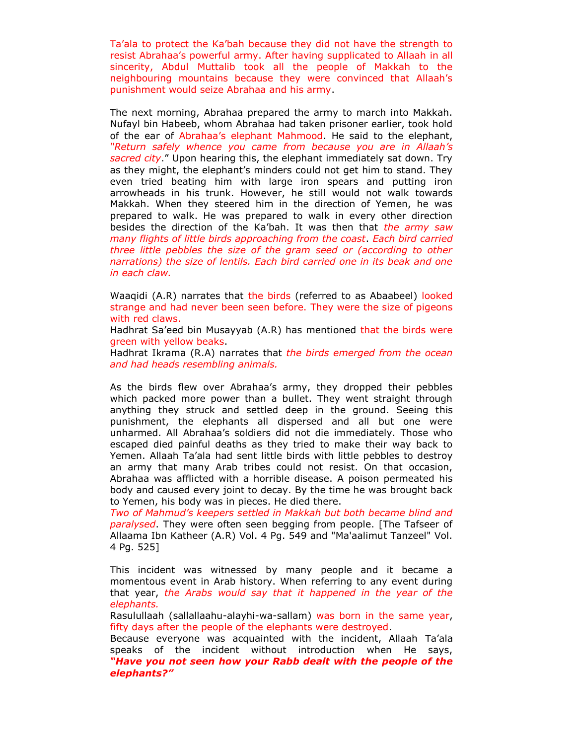Ta'ala to protect the Ka'bah because they did not have the strength to resist Abrahaa's powerful army. After having supplicated to Allaah in all sincerity, Abdul Muttalib took all the people of Makkah to the neighbouring mountains because they were convinced that Allaah's punishment would seize Abrahaa and his army.

The next morning, Abrahaa prepared the army to march into Makkah. Nufayl bin Habeeb, whom Abrahaa had taken prisoner earlier, took hold of the ear of Abrahaa's elephant Mahmood. He said to the elephant, *"Return safely whence you came from because you are in Allaah's sacred city*." Upon hearing this, the elephant immediately sat down. Try as they might, the elephant's minders could not get him to stand. They even tried beating him with large iron spears and putting iron arrowheads in his trunk. However, he still would not walk towards Makkah. When they steered him in the direction of Yemen, he was prepared to walk. He was prepared to walk in every other direction besides the direction of the Ka'bah. It was then that *the army saw many flights of little birds approaching from the coast*. *Each bird carried three little pebbles the size of the gram seed or (according to other narrations) the size of lentils. Each bird carried one in its beak and one in each claw.*

Waaqidi (A.R) narrates that the birds (referred to as Abaabeel) looked strange and had never been seen before. They were the size of pigeons with red claws.

Hadhrat Sa'eed bin Musayyab (A.R) has mentioned that the birds were green with yellow beaks.

Hadhrat Ikrama (R.A) narrates that *the birds emerged from the ocean and had heads resembling animals.*

As the birds flew over Abrahaa's army, they dropped their pebbles which packed more power than a bullet. They went straight through anything they struck and settled deep in the ground. Seeing this punishment, the elephants all dispersed and all but one were unharmed. All Abrahaa's soldiers did not die immediately. Those who escaped died painful deaths as they tried to make their way back to Yemen. Allaah Ta'ala had sent little birds with little pebbles to destroy an army that many Arab tribes could not resist. On that occasion, Abrahaa was afflicted with a horrible disease. A poison permeated his body and caused every joint to decay. By the time he was brought back to Yemen, his body was in pieces. He died there.

*Two of Mahmud's keepers settled in Makkah but both became blind and paralysed*. They were often seen begging from people. [The Tafseer of Allaama Ibn Katheer (A.R) Vol. 4 Pg. 549 and "Ma'aalimut Tanzeel" Vol. 4 Pg. 525]

This incident was witnessed by many people and it became a momentous event in Arab history. When referring to any event during that year, *the Arabs would say that it happened in the year of the elephants.*

Rasulullaah (sallallaahu-alayhi-wa-sallam) was born in the same year, fifty days after the people of the elephants were destroyed.

Because everyone was acquainted with the incident, Allaah Ta'ala speaks of the incident without introduction when He says, ***"Have you not seen how your Rabb dealt with the people of the elephants?"***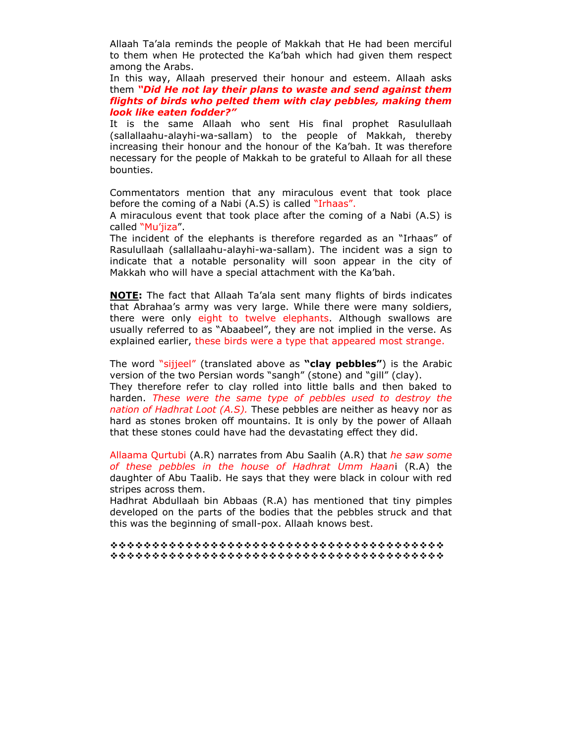Allaah Ta'ala reminds the people of Makkah that He had been merciful to them when He protected the Ka'bah which had given them respect among the Arabs.

In this way, Allaah preserved their honour and esteem. Allaah asks them ***"Did He not lay their plans to waste and send against them flights of birds who pelted them with clay pebbles, making them look like eaten fodder?"***

It is the same Allaah who sent His final prophet Rasulullaah (sallallaahu-alayhi-wa-sallam) to the people of Makkah, thereby increasing their honour and the honour of the Ka'bah. It was therefore necessary for the people of Makkah to be grateful to Allaah for all these bounties.

Commentators mention that any miraculous event that took place before the coming of a Nabi (A.S) is called "Irhaas".

A miraculous event that took place after the coming of a Nabi (A.S) is called "Mu'jiza".

The incident of the elephants is therefore regarded as an "Irhaas" of Rasulullaah (sallallaahu-alayhi-wa-sallam). The incident was a sign to indicate that a notable personality will soon appear in the city of Makkah who will have a special attachment with the Ka'bah.

**NOTE:** The fact that Allaah Ta'ala sent many flights of birds indicates that Abrahaa's army was very large. While there were many soldiers, there were only eight to twelve elephants. Although swallows are usually referred to as "Abaabeel", they are not implied in the verse. As explained earlier, these birds were a type that appeared most strange.

The word "sijjeel" (translated above as **"clay pebbles"**) is the Arabic version of the two Persian words "sangh" (stone) and "gill" (clay).

They therefore refer to clay rolled into little balls and then baked to harden. *These were the same type of pebbles used to destroy the nation of Hadhrat Loot (A.S).* These pebbles are neither as heavy nor as hard as stones broken off mountains. It is only by the power of Allaah that these stones could have had the devastating effect they did.

Allaama Qurtubi (A.R) narrates from Abu Saalih (A.R) that *he saw some of these pebbles in the house of Hadhrat Umm Haan*i (R.A) the daughter of Abu Taalib. He says that they were black in colour with red stripes across them.

Hadhrat Abdullaah bin Abbaas (R.A) has mentioned that tiny pimples developed on the parts of the bodies that the pebbles struck and that this was the beginning of small-pox. Allaah knows best.

❖❖❖❖❖❖❖❖❖❖❖❖❖❖❖❖❖❖❖❖❖❖❖❖❖❖❖❖❖❖❖❖❖❖❖❖❖❖❖❖
❖❖❖❖❖❖❖❖❖❖❖❖❖❖❖❖❖❖❖❖❖❖❖❖❖❖❖❖❖❖❖❖❖❖❖❖❖❖❖❖